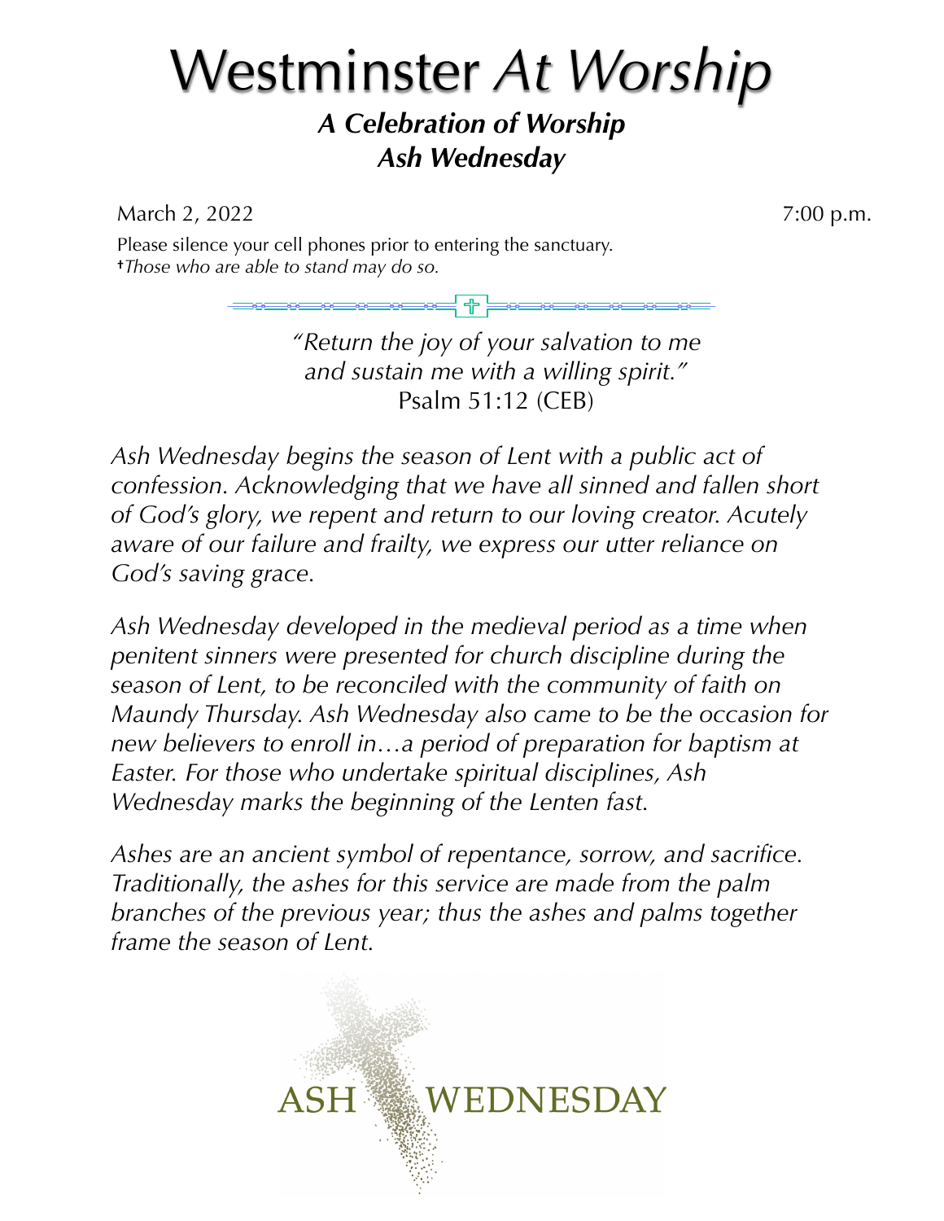# Westminster *At Worship*

## *A Celebration of Worship*
## *Ash Wednesday*

March 2, 2022 7:00 p.m.

Please silence your cell phones prior to entering the sanctuary.
✝*Those who are able to stand may do so.*

*"Return the joy of your salvation to me*
*and sustain me with a willing spirit."*
Psalm 51:12 (CEB)

*Ash Wednesday begins the season of Lent with a public act of confession. Acknowledging that we have all sinned and fallen short of God's glory, we repent and return to our loving creator. Acutely aware of our failure and frailty, we express our utter reliance on God's saving grace.*

*Ash Wednesday developed in the medieval period as a time when penitent sinners were presented for church discipline during the season of Lent, to be reconciled with the community of faith on Maundy Thursday. Ash Wednesday also came to be the occasion for new believers to enroll in…a period of preparation for baptism at Easter. For those who undertake spiritual disciplines, Ash Wednesday marks the beginning of the Lenten fast.*

*Ashes are an ancient symbol of repentance, sorrow, and sacrifice. Traditionally, the ashes for this service are made from the palm branches of the previous year; thus the ashes and palms together frame the season of Lent.*

ASH WEDNESDAY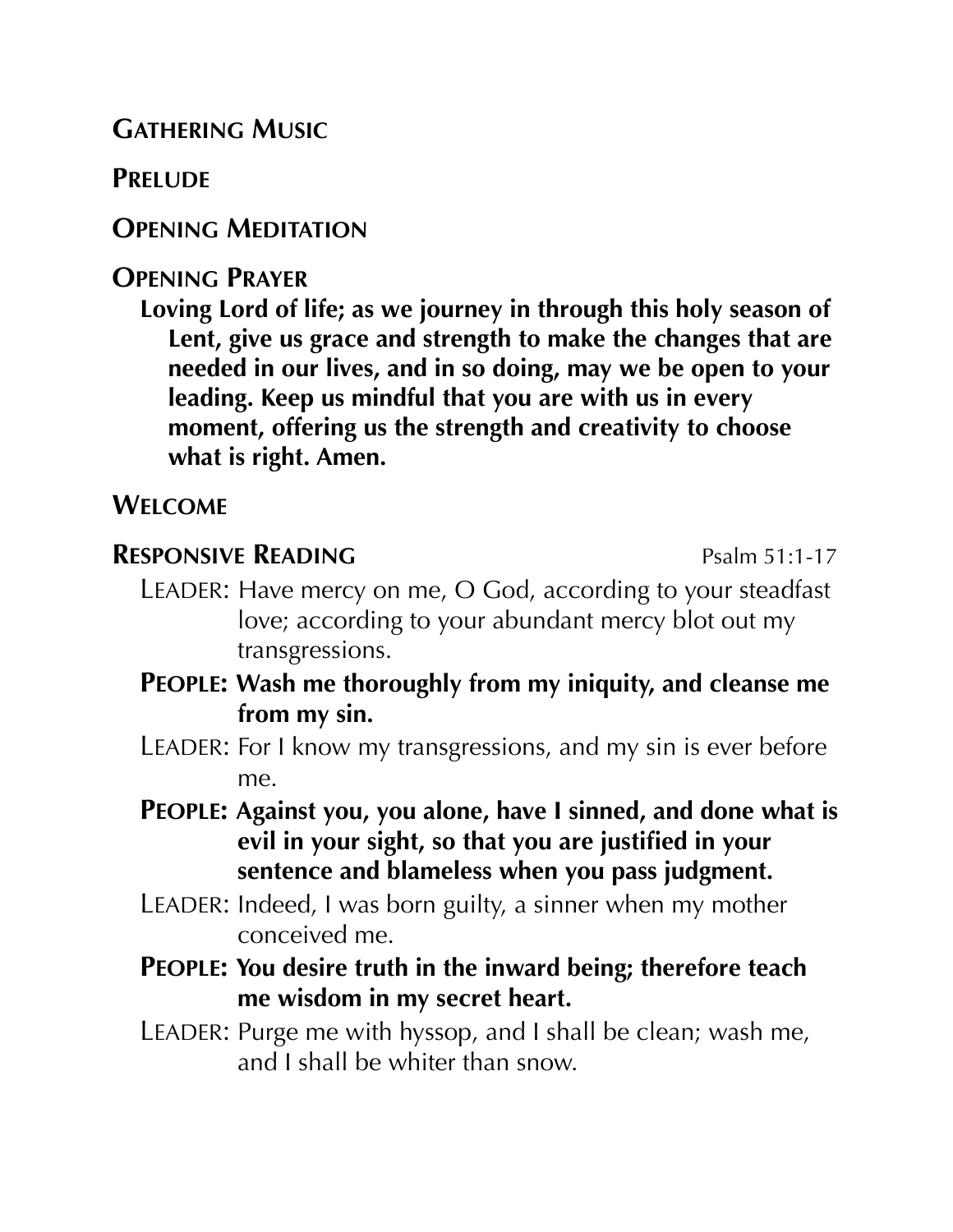## Gathering Music

## Prelude

## Opening Meditation

## Opening Prayer

**Loving Lord of life; as we journey in through this holy season of Lent, give us grace and strength to make the changes that are needed in our lives, and in so doing, may we be open to your leading. Keep us mindful that you are with us in every moment, offering us the strength and creativity to choose what is right. Amen.**

## Welcome

## Responsive Reading Psalm 51:1-17

LEADER: Have mercy on me, O God, according to your steadfast love; according to your abundant mercy blot out my transgressions.

**PEOPLE: Wash me thoroughly from my iniquity, and cleanse me from my sin.**

LEADER: For I know my transgressions, and my sin is ever before me.

**PEOPLE: Against you, you alone, have I sinned, and done what is evil in your sight, so that you are justified in your sentence and blameless when you pass judgment.**

LEADER: Indeed, I was born guilty, a sinner when my mother conceived me.

**PEOPLE: You desire truth in the inward being; therefore teach me wisdom in my secret heart.**

LEADER: Purge me with hyssop, and I shall be clean; wash me, and I shall be whiter than snow.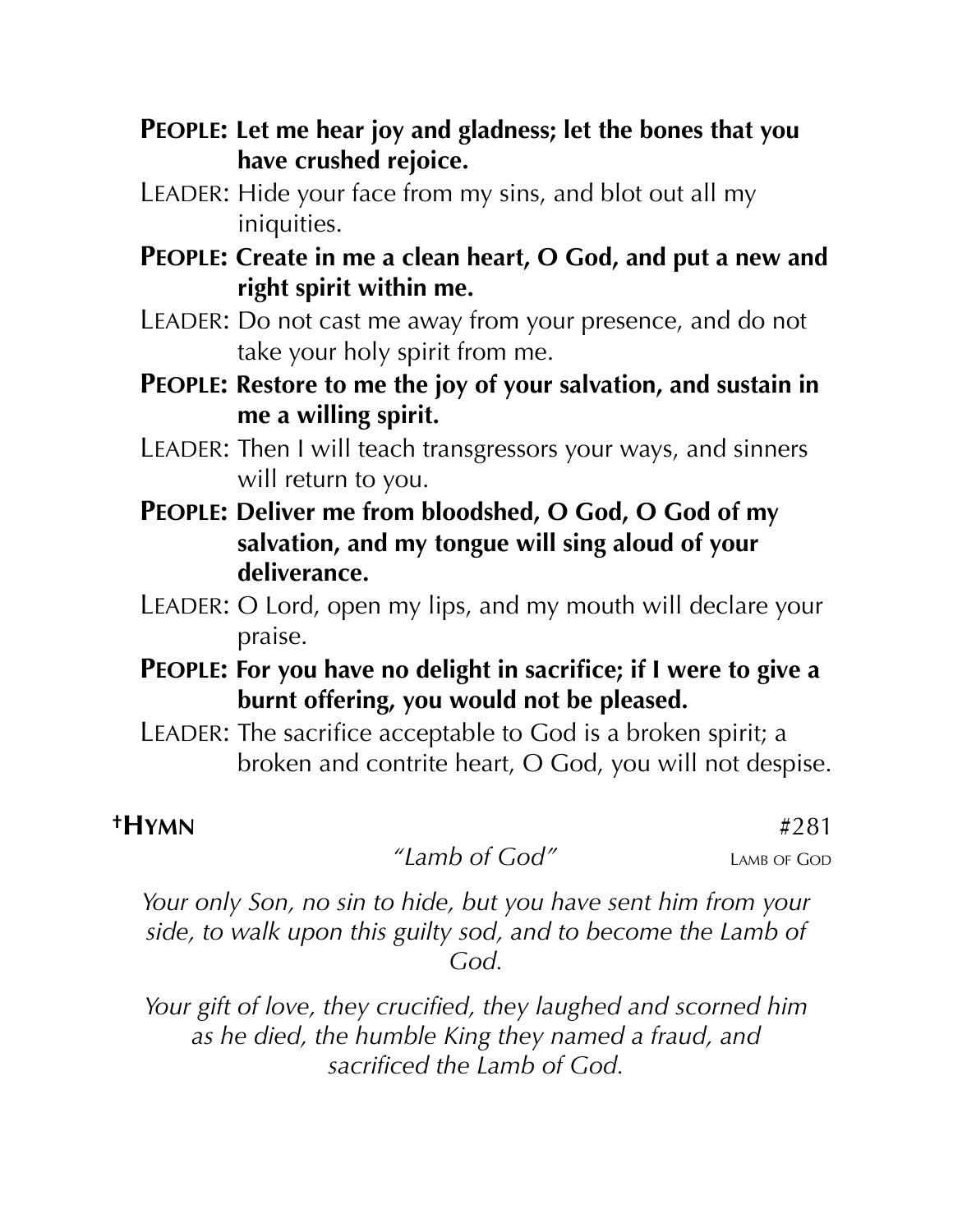**PEOPLE: Let me hear joy and gladness; let the bones that you have crushed rejoice.**

LEADER: Hide your face from my sins, and blot out all my iniquities.

**PEOPLE: Create in me a clean heart, O God, and put a new and right spirit within me.**

LEADER: Do not cast me away from your presence, and do not take your holy spirit from me.

**PEOPLE: Restore to me the joy of your salvation, and sustain in me a willing spirit.**

LEADER: Then I will teach transgressors your ways, and sinners will return to you.

**PEOPLE: Deliver me from bloodshed, O God, O God of my salvation, and my tongue will sing aloud of your deliverance.**

LEADER: O Lord, open my lips, and my mouth will declare your praise.

**PEOPLE: For you have no delight in sacrifice; if I were to give a burnt offering, you would not be pleased.**

LEADER: The sacrifice acceptable to God is a broken spirit; a broken and contrite heart, O God, you will not despise.

## †HYMN #281

*"Lamb of God"* LAMB OF GOD

*Your only Son, no sin to hide, but you have sent him from your side, to walk upon this guilty sod, and to become the Lamb of God.*

*Your gift of love, they crucified, they laughed and scorned him as he died, the humble King they named a fraud, and sacrificed the Lamb of God.*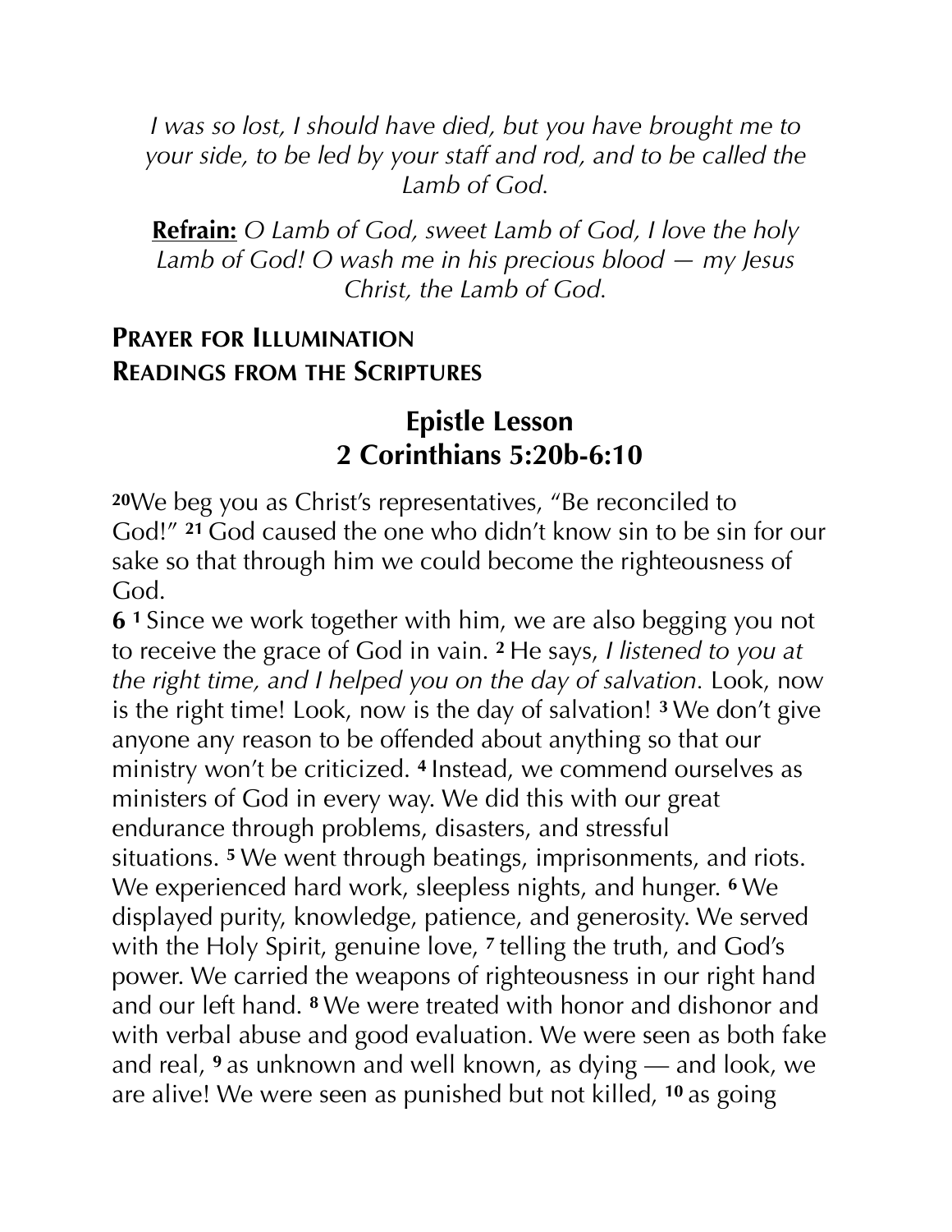*I was so lost, I should have died, but you have brought me to your side, to be led by your staff and rod, and to be called the Lamb of God.*

**Refrain:** *O Lamb of God, sweet Lamb of God, I love the holy Lamb of God! O wash me in his precious blood — my Jesus Christ, the Lamb of God.*

## Prayer for Illumination
## Readings from the Scriptures

### Epistle Lesson
### 2 Corinthians 5:20b-6:10

**20**We beg you as Christ's representatives, "Be reconciled to God!" **21** God caused the one who didn't know sin to be sin for our sake so that through him we could become the righteousness of God.

**6** **1** Since we work together with him, we are also begging you not to receive the grace of God in vain. **2** He says, *I listened to you at the right time, and I helped you on the day of salvation.* Look, now is the right time! Look, now is the day of salvation! **3** We don't give anyone any reason to be offended about anything so that our ministry won't be criticized. **4** Instead, we commend ourselves as ministers of God in every way. We did this with our great endurance through problems, disasters, and stressful situations. **5** We went through beatings, imprisonments, and riots. We experienced hard work, sleepless nights, and hunger. **6** We displayed purity, knowledge, patience, and generosity. We served with the Holy Spirit, genuine love, **7** telling the truth, and God's power. We carried the weapons of righteousness in our right hand and our left hand. **8** We were treated with honor and dishonor and with verbal abuse and good evaluation. We were seen as both fake and real, **9** as unknown and well known, as dying — and look, we are alive! We were seen as punished but not killed, **10** as going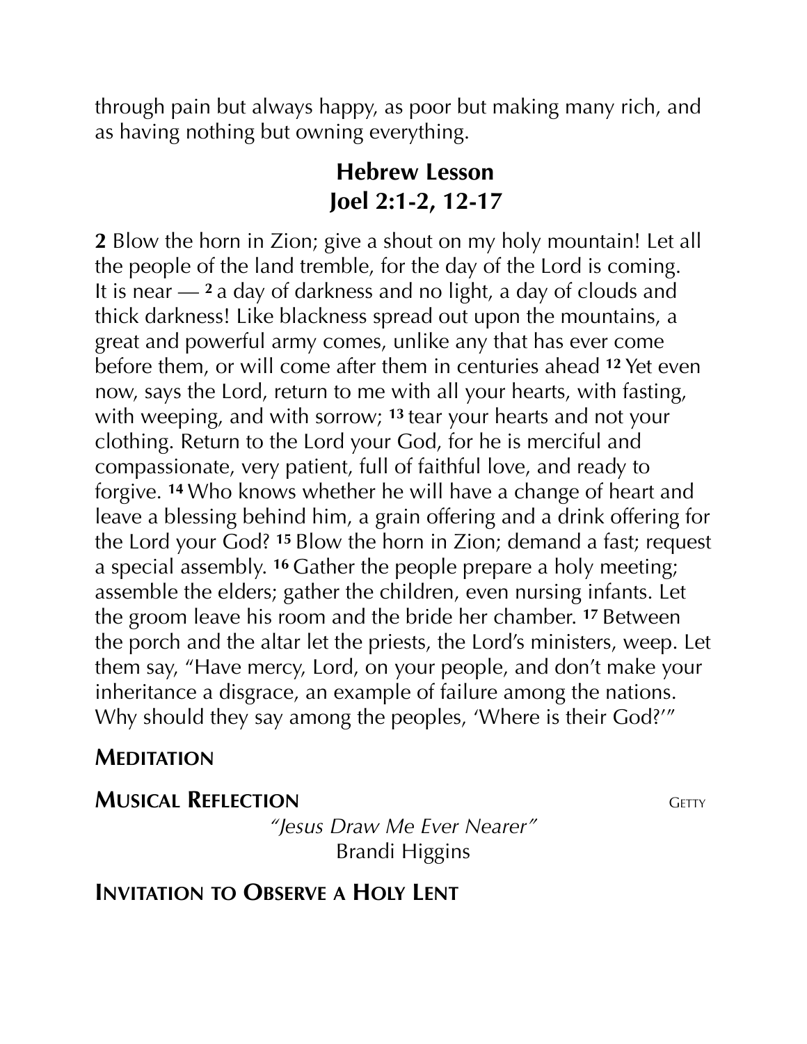through pain but always happy, as poor but making many rich, and as having nothing but owning everything.

## Hebrew Lesson
## Joel 2:1-2, 12-17

**2** Blow the horn in Zion; give a shout on my holy mountain! Let all the people of the land tremble, for the day of the Lord is coming. It is near — **2** a day of darkness and no light, a day of clouds and thick darkness! Like blackness spread out upon the mountains, a great and powerful army comes, unlike any that has ever come before them, or will come after them in centuries ahead **12** Yet even now, says the Lord, return to me with all your hearts, with fasting, with weeping, and with sorrow; **13** tear your hearts and not your clothing. Return to the Lord your God, for he is merciful and compassionate, very patient, full of faithful love, and ready to forgive. **14** Who knows whether he will have a change of heart and leave a blessing behind him, a grain offering and a drink offering for the Lord your God? **15** Blow the horn in Zion; demand a fast; request a special assembly. **16** Gather the people prepare a holy meeting; assemble the elders; gather the children, even nursing infants. Let the groom leave his room and the bride her chamber. **17** Between the porch and the altar let the priests, the Lord's ministers, weep. Let them say, "Have mercy, Lord, on your people, and don't make your inheritance a disgrace, an example of failure among the nations. Why should they say among the peoples, 'Where is their God?'"

### Meditation

### Musical Reflection — Getty

*"Jesus Draw Me Ever Nearer"*
Brandi Higgins

### Invitation to Observe a Holy Lent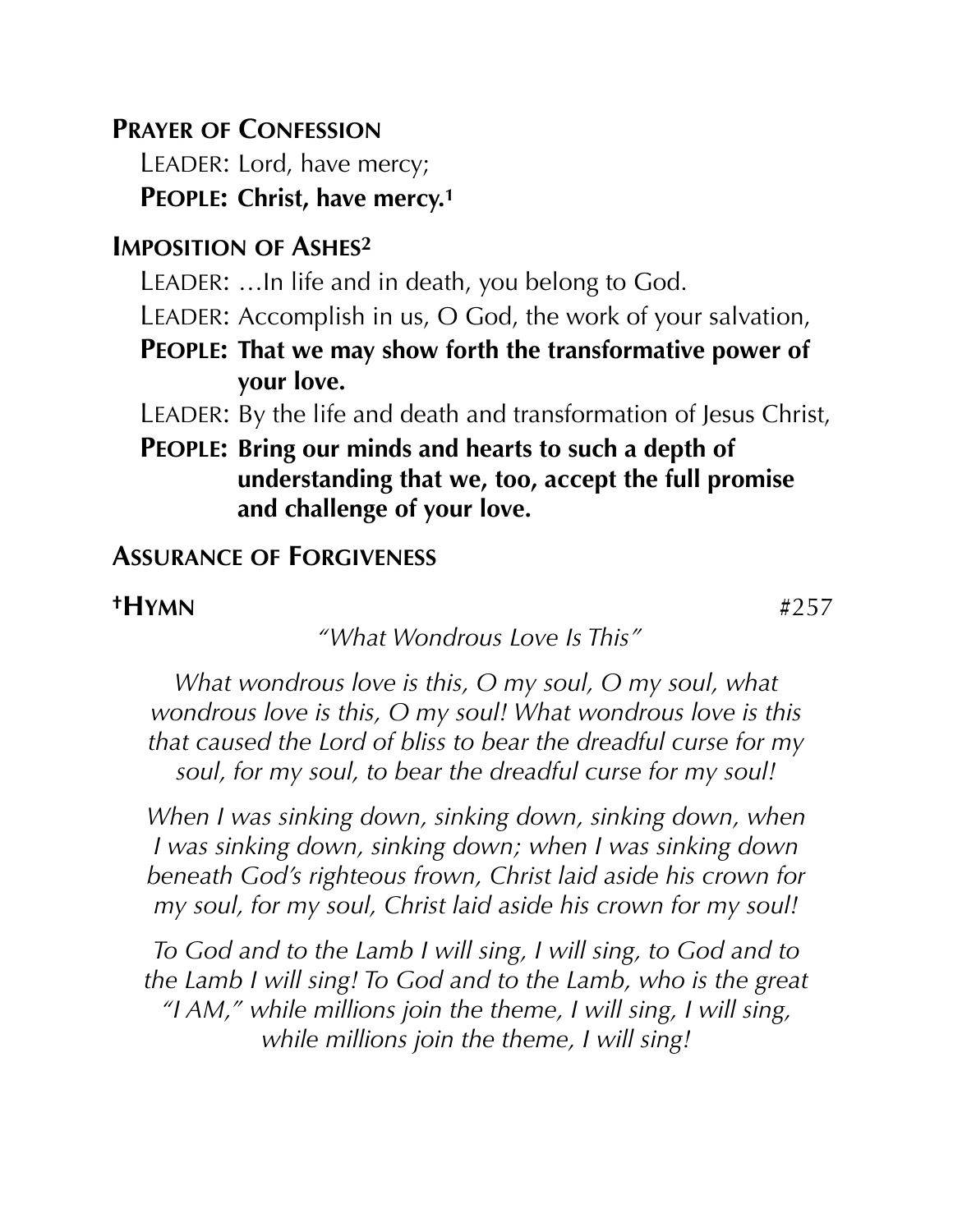## Prayer of Confession

LEADER: Lord, have mercy;

**PEOPLE: Christ, have mercy.[1]**

## Imposition of Ashes[2]

LEADER: …In life and in death, you belong to God.

LEADER: Accomplish in us, O God, the work of your salvation,

**PEOPLE: That we may show forth the transformative power of your love.**

LEADER: By the life and death and transformation of Jesus Christ,

**PEOPLE: Bring our minds and hearts to such a depth of understanding that we, too, accept the full promise and challenge of your love.**

## Assurance of Forgiveness

## †Hymn #257

*"What Wondrous Love Is This"*

*What wondrous love is this, O my soul, O my soul, what wondrous love is this, O my soul! What wondrous love is this that caused the Lord of bliss to bear the dreadful curse for my soul, for my soul, to bear the dreadful curse for my soul!*

*When I was sinking down, sinking down, sinking down, when I was sinking down, sinking down; when I was sinking down beneath God's righteous frown, Christ laid aside his crown for my soul, for my soul, Christ laid aside his crown for my soul!*

*To God and to the Lamb I will sing, I will sing, to God and to the Lamb I will sing! To God and to the Lamb, who is the great "I AM," while millions join the theme, I will sing, I will sing, while millions join the theme, I will sing!*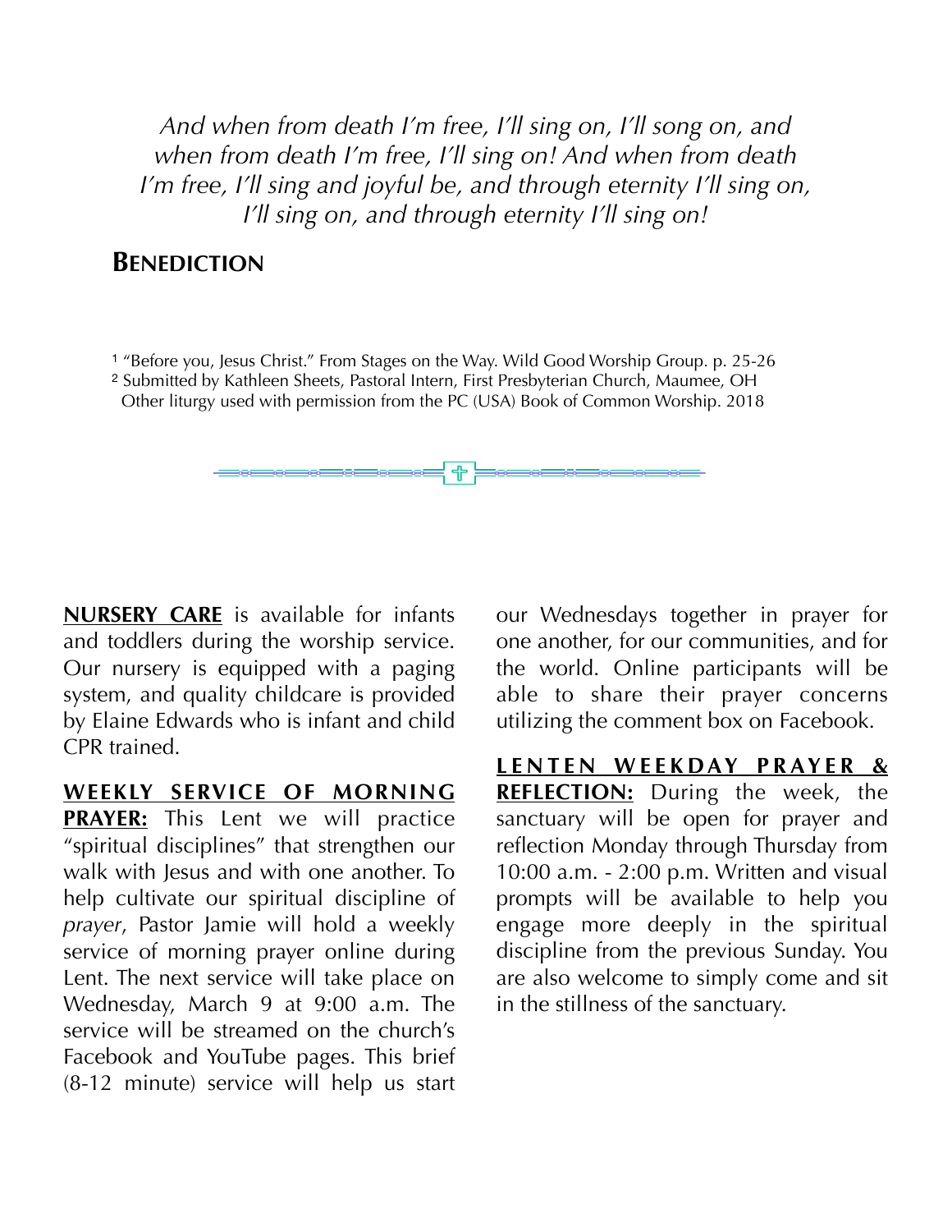*And when from death I'm free, I'll sing on, I'll song on, and when from death I'm free, I'll sing on! And when from death I'm free, I'll sing and joyful be, and through eternity I'll sing on, I'll sing on, and through eternity I'll sing on!*

## Benediction

[1] "Before you, Jesus Christ." From Stages on the Way. Wild Good Worship Group. p. 25-26
[2] Submitted by Kathleen Sheets, Pastoral Intern, First Presbyterian Church, Maumee, OH
Other liturgy used with permission from the PC (USA) Book of Common Worship. 2018

**NURSERY CARE** is available for infants and toddlers during the worship service. Our nursery is equipped with a paging system, and quality childcare is provided by Elaine Edwards who is infant and child CPR trained.

**WEEKLY SERVICE OF MORNING PRAYER:** This Lent we will practice "spiritual disciplines" that strengthen our walk with Jesus and with one another. To help cultivate our spiritual discipline of *prayer*, Pastor Jamie will hold a weekly service of morning prayer online during Lent. The next service will take place on Wednesday, March 9 at 9:00 a.m. The service will be streamed on the church's Facebook and YouTube pages. This brief (8-12 minute) service will help us start our Wednesdays together in prayer for one another, for our communities, and for the world. Online participants will be able to share their prayer concerns utilizing the comment box on Facebook.

**LENTEN WEEKDAY PRAYER & REFLECTION:** During the week, the sanctuary will be open for prayer and reflection Monday through Thursday from 10:00 a.m. - 2:00 p.m. Written and visual prompts will be available to help you engage more deeply in the spiritual discipline from the previous Sunday. You are also welcome to simply come and sit in the stillness of the sanctuary.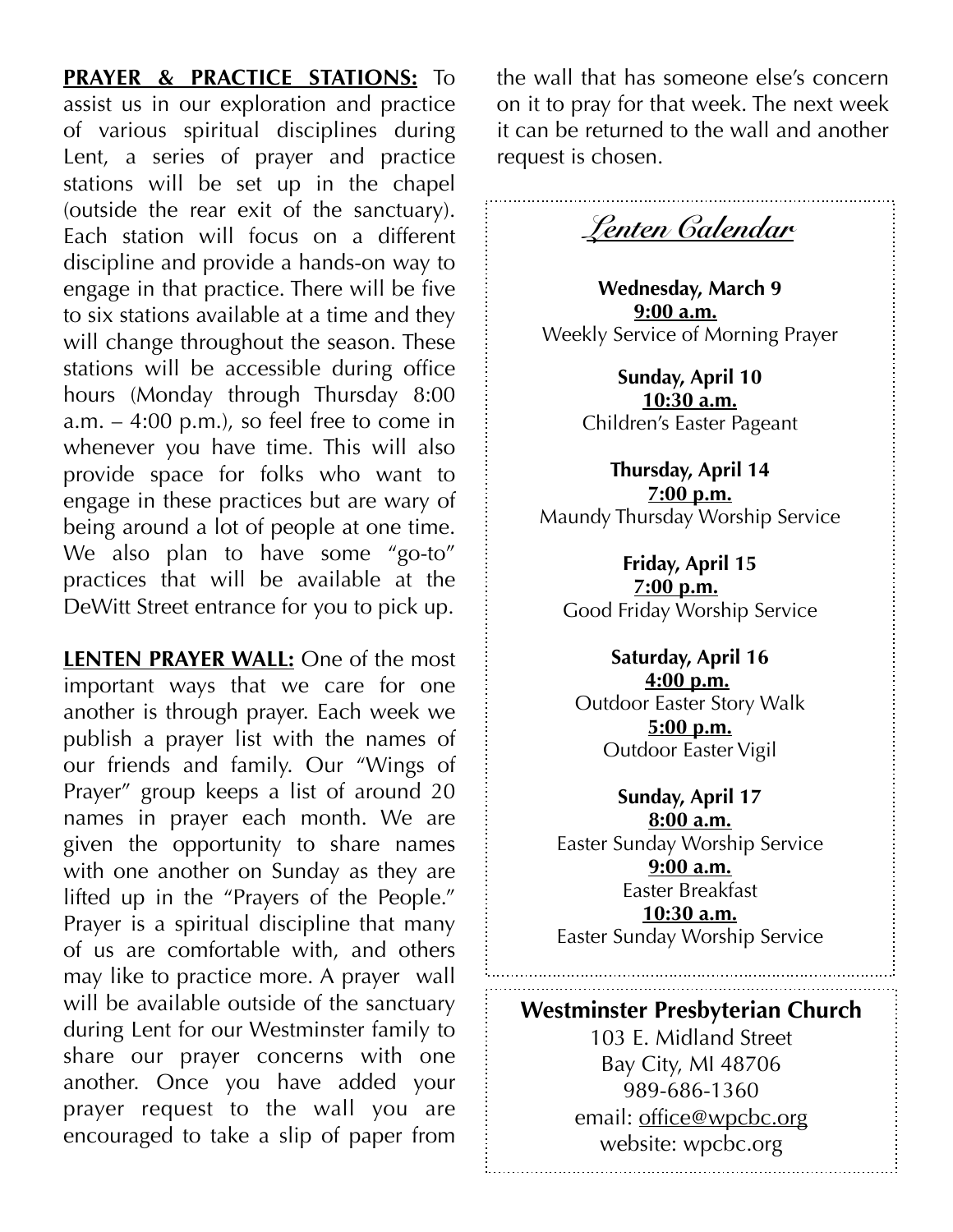**PRAYER & PRACTICE STATIONS:** To assist us in our exploration and practice of various spiritual disciplines during Lent, a series of prayer and practice stations will be set up in the chapel (outside the rear exit of the sanctuary). Each station will focus on a different discipline and provide a hands-on way to engage in that practice. There will be five to six stations available at a time and they will change throughout the season. These stations will be accessible during office hours (Monday through Thursday 8:00 a.m. – 4:00 p.m.), so feel free to come in whenever you have time. This will also provide space for folks who want to engage in these practices but are wary of being around a lot of people at one time. We also plan to have some "go-to" practices that will be available at the DeWitt Street entrance for you to pick up.

**LENTEN PRAYER WALL:** One of the most important ways that we care for one another is through prayer. Each week we publish a prayer list with the names of our friends and family. Our "Wings of Prayer" group keeps a list of around 20 names in prayer each month. We are given the opportunity to share names with one another on Sunday as they are lifted up in the "Prayers of the People." Prayer is a spiritual discipline that many of us are comfortable with, and others may like to practice more. A prayer wall will be available outside of the sanctuary during Lent for our Westminster family to share our prayer concerns with one another. Once you have added your prayer request to the wall you are encouraged to take a slip of paper from the wall that has someone else's concern on it to pray for that week. The next week it can be returned to the wall and another request is chosen.

## *Lenten Calendar*

**Wednesday, March 9**
**9:00 a.m.**
Weekly Service of Morning Prayer

**Sunday, April 10**
**10:30 a.m.**
Children's Easter Pageant

**Thursday, April 14**
**7:00 p.m.**
Maundy Thursday Worship Service

**Friday, April 15**
**7:00 p.m.**
Good Friday Worship Service

**Saturday, April 16**
**4:00 p.m.**
Outdoor Easter Story Walk
**5:00 p.m.**
Outdoor Easter Vigil

**Sunday, April 17**
**8:00 a.m.**
Easter Sunday Worship Service
**9:00 a.m.**
Easter Breakfast
**10:30 a.m.**
Easter Sunday Worship Service

**Westminster Presbyterian Church**
103 E. Midland Street
Bay City, MI 48706
989-686-1360
email: office@wpcbc.org
website: wpcbc.org